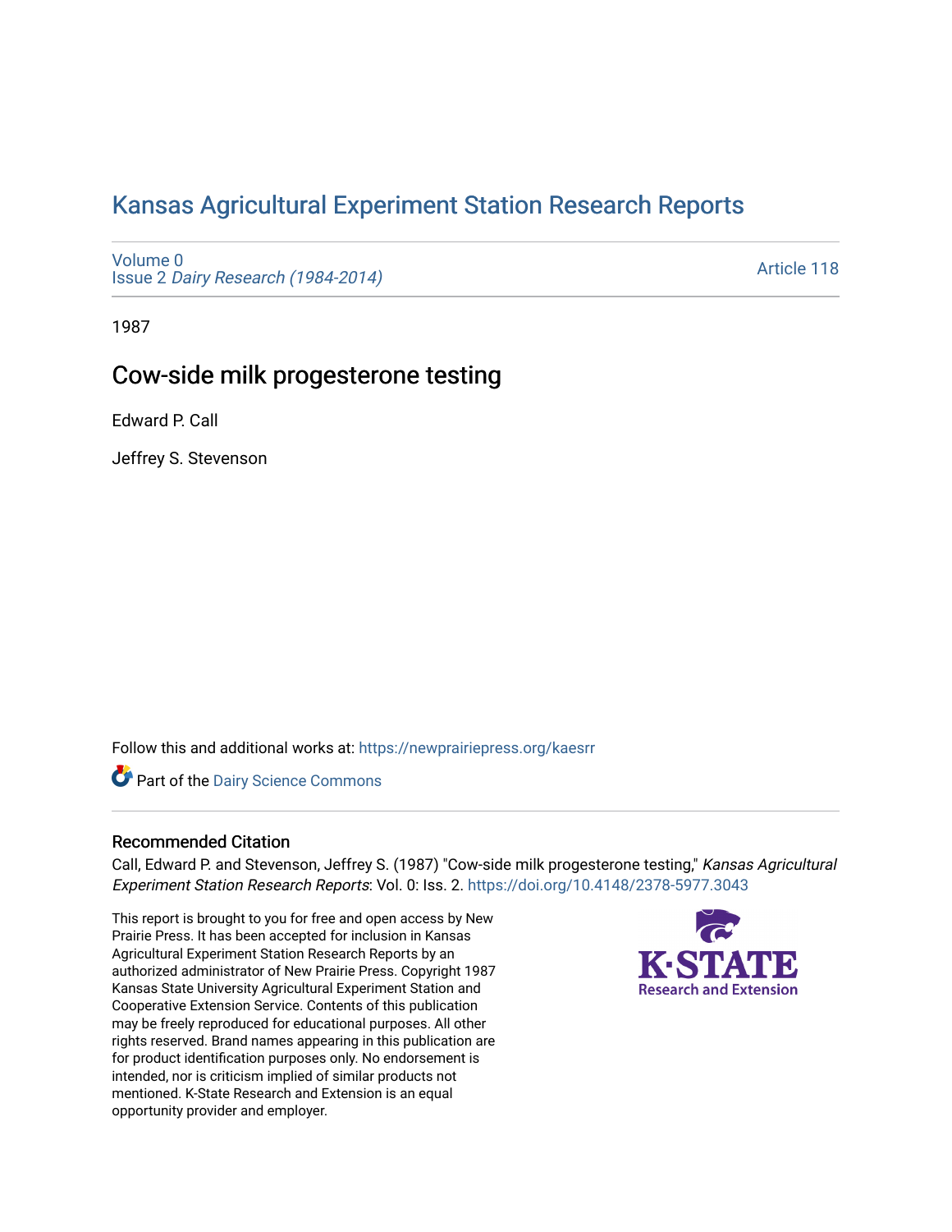# Kansas Agricultural Experiment Station Research Reports

Volume 0
Issue 2 *Dairy Research (1984-2014)*

Article 118

1987

## Cow-side milk progesterone testing

Edward P. Call

Jeffrey S. Stevenson

Follow this and additional works at: https://newprairiepress.org/kaesrr

Part of the Dairy Science Commons

### Recommended Citation

Call, Edward P. and Stevenson, Jeffrey S. (1987) "Cow-side milk progesterone testing," *Kansas Agricultural Experiment Station Research Reports*: Vol. 0: Iss. 2. https://doi.org/10.4148/2378-5977.3043

This report is brought to you for free and open access by New Prairie Press. It has been accepted for inclusion in Kansas Agricultural Experiment Station Research Reports by an authorized administrator of New Prairie Press. Copyright 1987 Kansas State University Agricultural Experiment Station and Cooperative Extension Service. Contents of this publication may be freely reproduced for educational purposes. All other rights reserved. Brand names appearing in this publication are for product identification purposes only. No endorsement is intended, nor is criticism implied of similar products not mentioned. K-State Research and Extension is an equal opportunity provider and employer.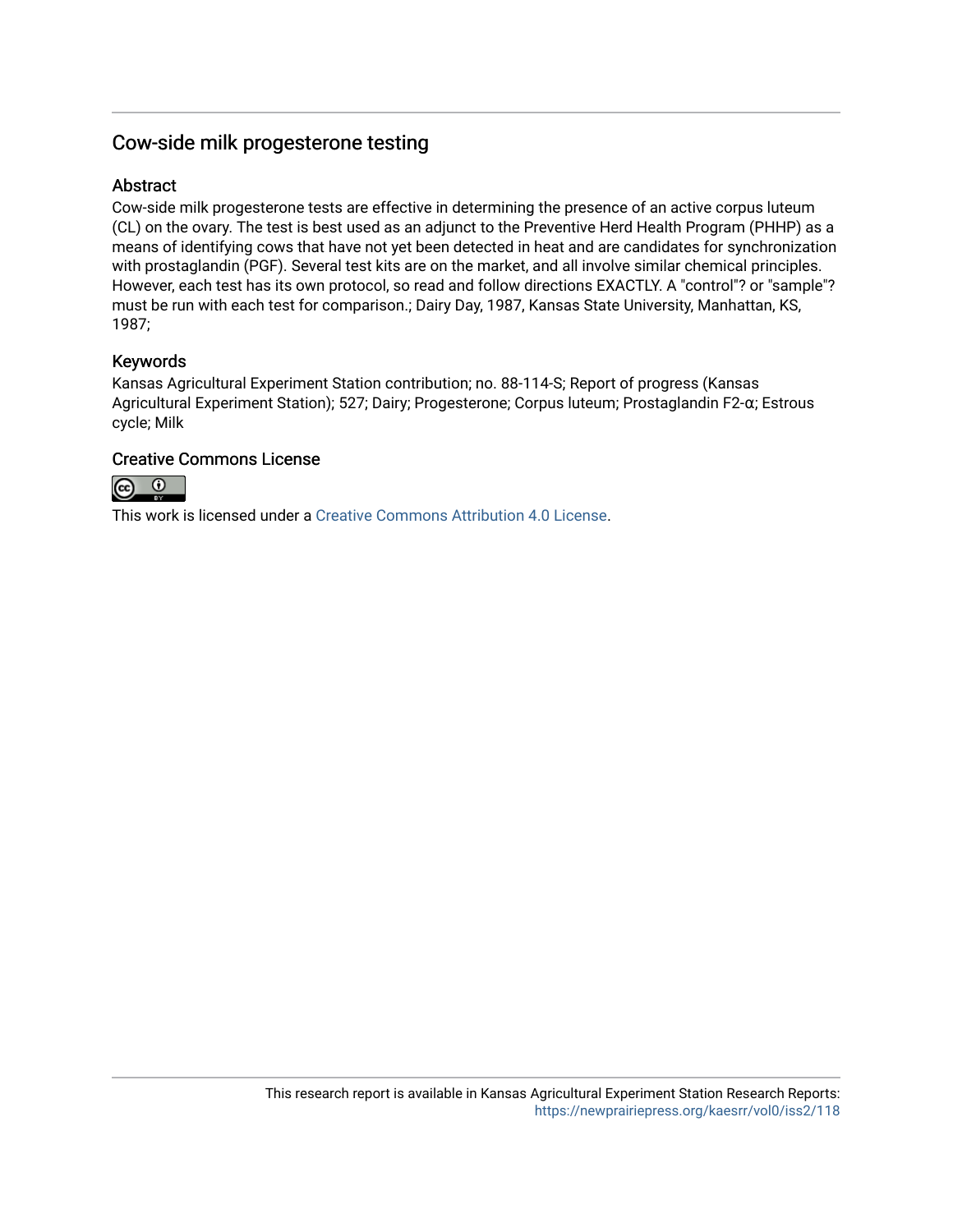## Cow-side milk progesterone testing

### Abstract

Cow-side milk progesterone tests are effective in determining the presence of an active corpus luteum (CL) on the ovary. The test is best used as an adjunct to the Preventive Herd Health Program (PHHP) as a means of identifying cows that have not yet been detected in heat and are candidates for synchronization with prostaglandin (PGF). Several test kits are on the market, and all involve similar chemical principles. However, each test has its own protocol, so read and follow directions EXACTLY. A "control"? or "sample"? must be run with each test for comparison.; Dairy Day, 1987, Kansas State University, Manhattan, KS, 1987;

### Keywords

Kansas Agricultural Experiment Station contribution; no. 88-114-S; Report of progress (Kansas Agricultural Experiment Station); 527; Dairy; Progesterone; Corpus luteum; Prostaglandin F2-α; Estrous cycle; Milk

### Creative Commons License

This work is licensed under a Creative Commons Attribution 4.0 License.

This research report is available in Kansas Agricultural Experiment Station Research Reports: https://newprairiepress.org/kaesrr/vol0/iss2/118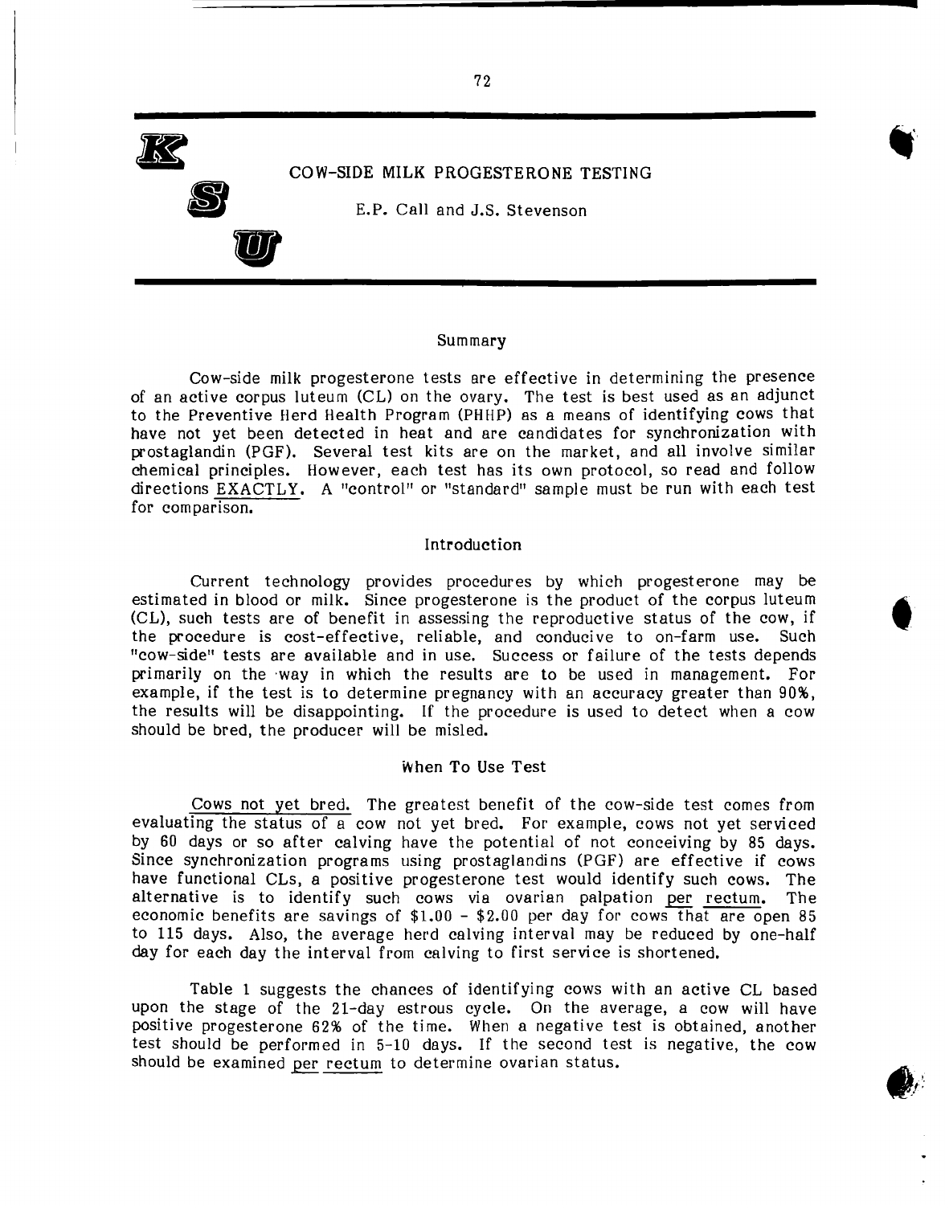# COW-SIDE MILK PROGESTERONE TESTING

E.P. Call and J.S. Stevenson

## Summary

Cow-side milk progesterone tests are effective in determining the presence of an active corpus luteum (CL) on the ovary. The test is best used as an adjunct to the Preventive Herd Health Program (PHHP) as a means of identifying cows that have not yet been detected in heat and are candidates for synchronization with prostaglandin (PGF). Several test kits are on the market, and all involve similar chemical principles. However, each test has its own protocol, so read and follow directions EXACTLY. A "control" or "standard" sample must be run with each test for comparison.

## Introduction

Current technology provides procedures by which progesterone may be estimated in blood or milk. Since progesterone is the product of the corpus luteum (CL), such tests are of benefit in assessing the reproductive status of the cow, if the procedure is cost-effective, reliable, and conducive to on-farm use. Such "cow-side" tests are available and in use. Success or failure of the tests depends primarily on the way in which the results are to be used in management. For example, if the test is to determine pregnancy with an accuracy greater than 90%, the results will be disappointing. If the procedure is used to detect when a cow should be bred, the producer will be misled.

## When To Use Test

Cows not yet bred. The greatest benefit of the cow-side test comes from evaluating the status of a cow not yet bred. For example, cows not yet serviced by 60 days or so after calving have the potential of not conceiving by 85 days. Since synchronization programs using prostaglandins (PGF) are effective if cows have functional CLs, a positive progesterone test would identify such cows. The alternative is to identify such cows via ovarian palpation *per rectum*. The economic benefits are savings of \$1.00 - \$2.00 per day for cows that are open 85 to 115 days. Also, the average herd calving interval may be reduced by one-half day for each day the interval from calving to first service is shortened.

Table 1 suggests the chances of identifying cows with an active CL based upon the stage of the 21-day estrous cycle. On the average, a cow will have positive progesterone 62% of the time. When a negative test is obtained, another test should be performed in 5-10 days. If the second test is negative, the cow should be examined *per rectum* to determine ovarian status.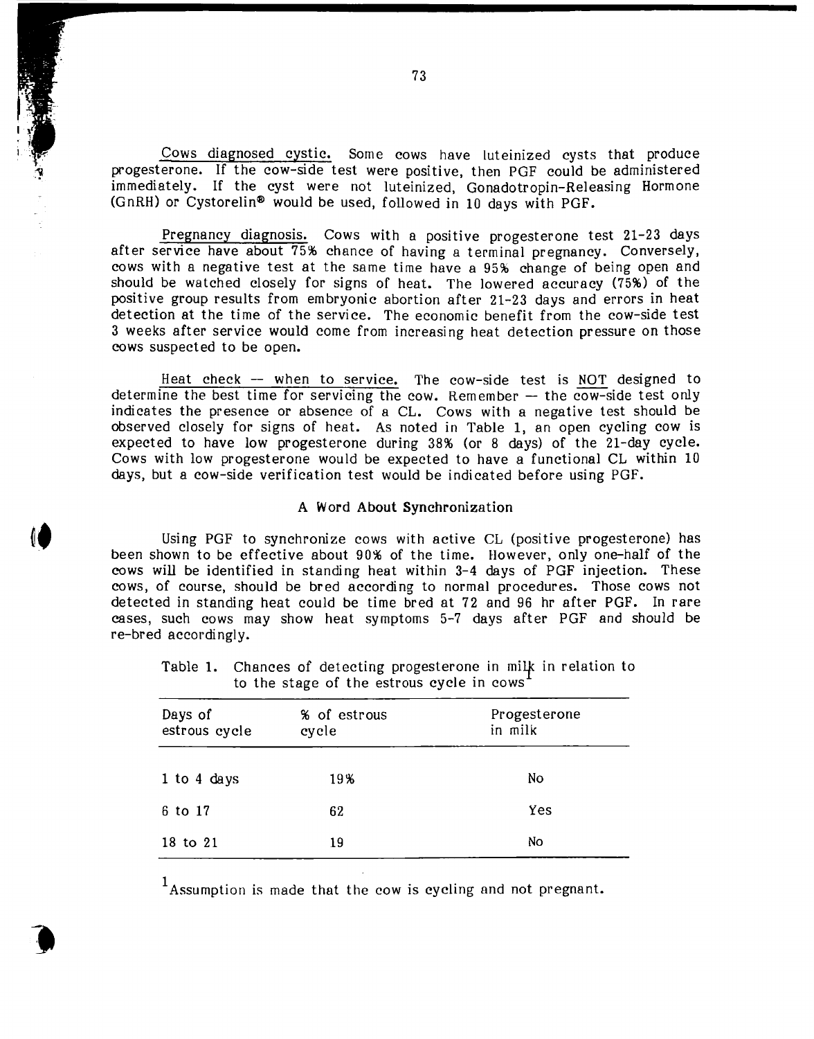Cows diagnosed cystic. Some cows have luteinized cysts that produce progesterone. If the cow-side test were positive, then PGF could be administered immediately. If the cyst were not luteinized, Gonadotropin-Releasing Hormone (GnRH) or Cystorelin® would be used, followed in 10 days with PGF.

Pregnancy diagnosis. Cows with a positive progesterone test 21-23 days after service have about 75% chance of having a terminal pregnancy. Conversely, cows with a negative test at the same time have a 95% change of being open and should be watched closely for signs of heat. The lowered accuracy (75%) of the positive group results from embryonic abortion after 21-23 days and errors in heat detection at the time of the service. The economic benefit from the cow-side test 3 weeks after service would come from increasing heat detection pressure on those cows suspected to be open.

Heat check -- when to service. The cow-side test is NOT designed to determine the best time for servicing the cow. Remember — the cow-side test only indicates the presence or absence of a CL. Cows with a negative test should be observed closely for signs of heat. As noted in Table 1, an open cycling cow is expected to have low progesterone during 38% (or 8 days) of the 21-day cycle. Cows with low progesterone would be expected to have a functional CL within 10 days, but a cow-side verification test would be indicated before using PGF.

### A Word About Synchronization

Using PGF to synchronize cows with active CL (positive progesterone) has been shown to be effective about 90% of the time. However, only one-half of the cows will be identified in standing heat within 3-4 days of PGF injection. These cows, of course, should be bred according to normal procedures. Those cows not detected in standing heat could be time bred at 72 and 96 hr after PGF. In rare cases, such cows may show heat symptoms 5-7 days after PGF and should be re-bred accordingly.

Table 1. Chances of detecting progesterone in milk in relation to to the stage of the estrous cycle in cows[1]

| Days of estrous cycle | % of estrous cycle | Progesterone in milk |
|---|---|---|
| 1 to 4 days | 19% | No |
| 6 to 17 | 62 | Yes |
| 18 to 21 | 19 | No |

[1]Assumption is made that the cow is cycling and not pregnant.